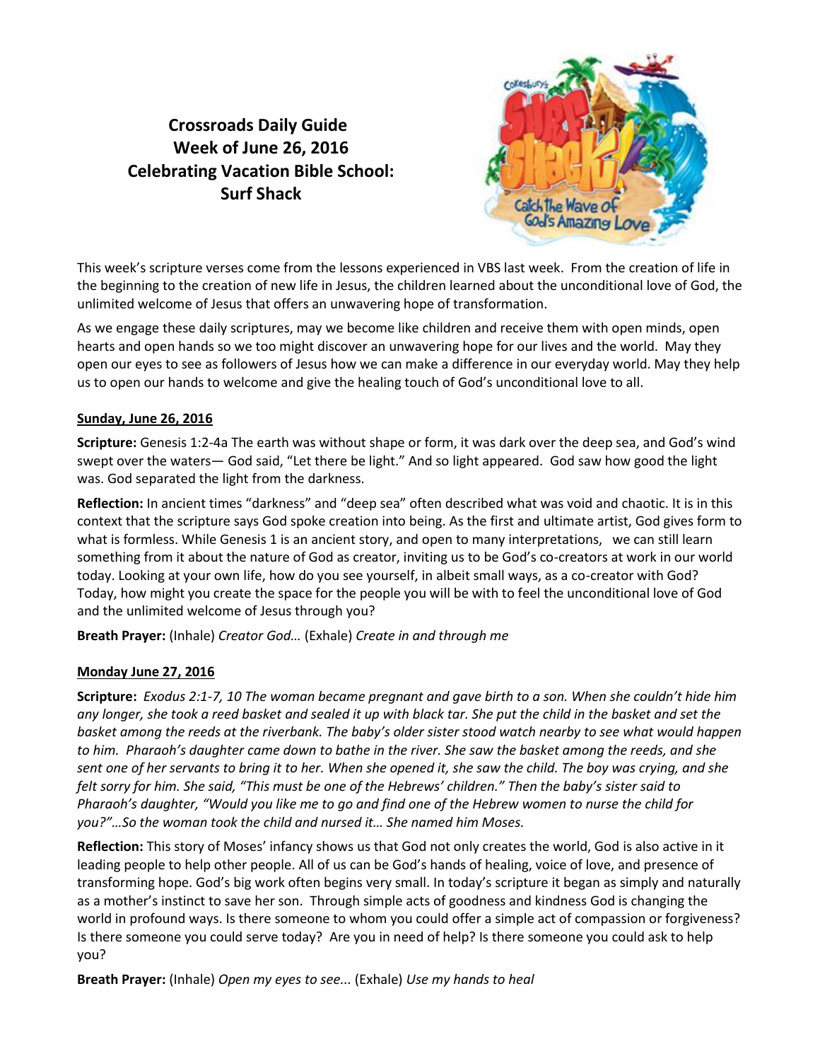# Crossroads Daily Guide
# Week of June 26, 2016
# Celebrating Vacation Bible School: Surf Shack

This week's scripture verses come from the lessons experienced in VBS last week. From the creation of life in the beginning to the creation of new life in Jesus, the children learned about the unconditional love of God, the unlimited welcome of Jesus that offers an unwavering hope of transformation.

As we engage these daily scriptures, may we become like children and receive them with open minds, open hearts and open hands so we too might discover an unwavering hope for our lives and the world. May they open our eyes to see as followers of Jesus how we can make a difference in our everyday world. May they help us to open our hands to welcome and give the healing touch of God's unconditional love to all.

## Sunday, June 26, 2016

**Scripture:** Genesis 1:2-4a The earth was without shape or form, it was dark over the deep sea, and God's wind swept over the waters— God said, "Let there be light." And so light appeared. God saw how good the light was. God separated the light from the darkness.

**Reflection:** In ancient times "darkness" and "deep sea" often described what was void and chaotic. It is in this context that the scripture says God spoke creation into being. As the first and ultimate artist, God gives form to what is formless. While Genesis 1 is an ancient story, and open to many interpretations, we can still learn something from it about the nature of God as creator, inviting us to be God's co-creators at work in our world today. Looking at your own life, how do you see yourself, in albeit small ways, as a co-creator with God? Today, how might you create the space for the people you will be with to feel the unconditional love of God and the unlimited welcome of Jesus through you?

**Breath Prayer:** (Inhale) *Creator God…* (Exhale) *Create in and through me*

## Monday June 27, 2016

**Scripture:** *Exodus 2:1-7, 10 The woman became pregnant and gave birth to a son. When she couldn't hide him any longer, she took a reed basket and sealed it up with black tar. She put the child in the basket and set the basket among the reeds at the riverbank. The baby's older sister stood watch nearby to see what would happen to him. Pharaoh's daughter came down to bathe in the river. She saw the basket among the reeds, and she sent one of her servants to bring it to her. When she opened it, she saw the child. The boy was crying, and she felt sorry for him. She said, "This must be one of the Hebrews' children." Then the baby's sister said to Pharaoh's daughter, "Would you like me to go and find one of the Hebrew women to nurse the child for you?"…So the woman took the child and nursed it… She named him Moses.*

**Reflection:** This story of Moses' infancy shows us that God not only creates the world, God is also active in it leading people to help other people. All of us can be God's hands of healing, voice of love, and presence of transforming hope. God's big work often begins very small. In today's scripture it began as simply and naturally as a mother's instinct to save her son. Through simple acts of goodness and kindness God is changing the world in profound ways. Is there someone to whom you could offer a simple act of compassion or forgiveness? Is there someone you could serve today? Are you in need of help? Is there someone you could ask to help you?

**Breath Prayer:** (Inhale) *Open my eyes to see...* (Exhale) *Use my hands to heal*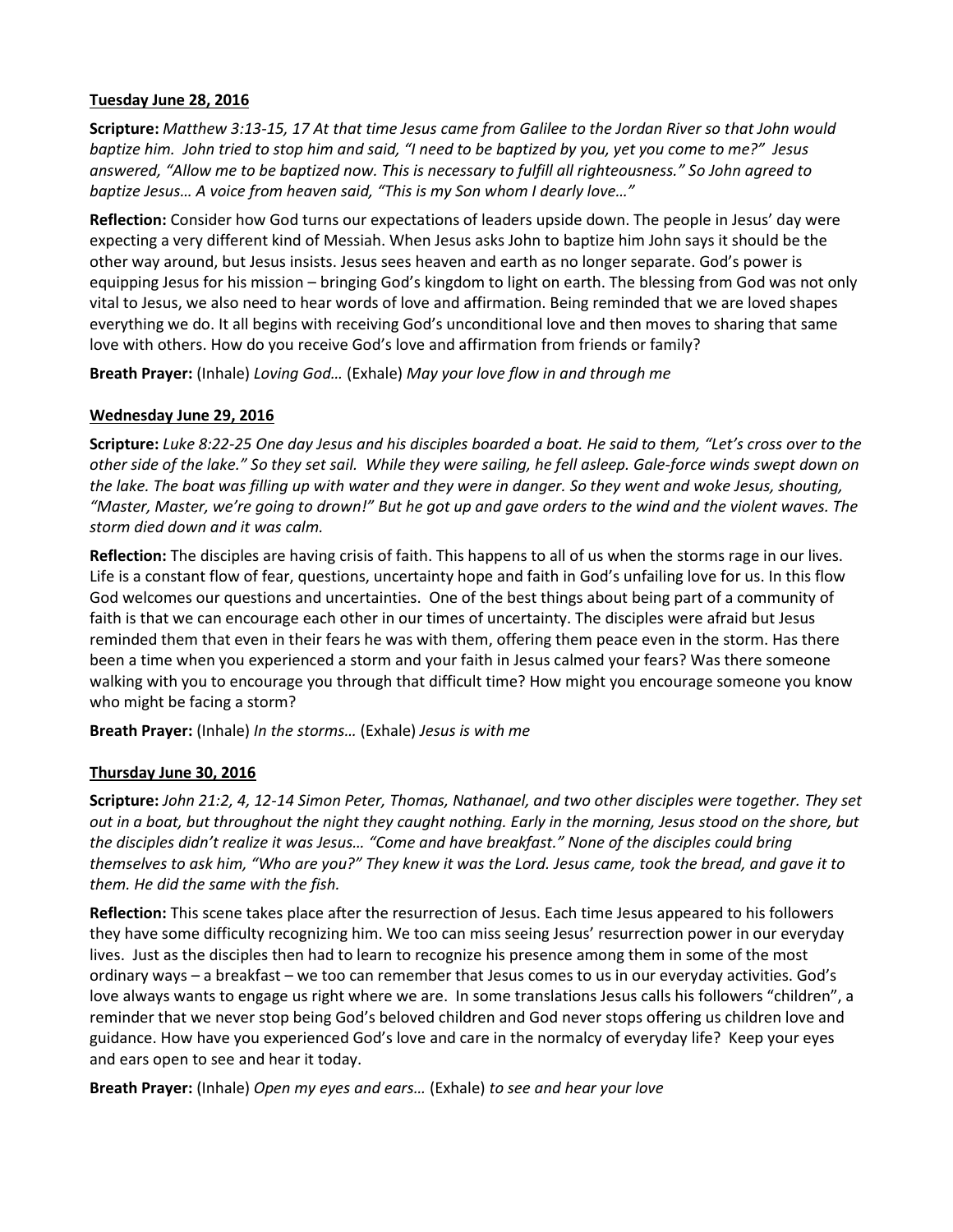**Tuesday June 28, 2016**

**Scripture:** *Matthew 3:13-15, 17 At that time Jesus came from Galilee to the Jordan River so that John would baptize him. John tried to stop him and said, "I need to be baptized by you, yet you come to me?" Jesus answered, "Allow me to be baptized now. This is necessary to fulfill all righteousness." So John agreed to baptize Jesus… A voice from heaven said, "This is my Son whom I dearly love…"*

**Reflection:** Consider how God turns our expectations of leaders upside down. The people in Jesus' day were expecting a very different kind of Messiah. When Jesus asks John to baptize him John says it should be the other way around, but Jesus insists. Jesus sees heaven and earth as no longer separate. God's power is equipping Jesus for his mission – bringing God's kingdom to light on earth. The blessing from God was not only vital to Jesus, we also need to hear words of love and affirmation. Being reminded that we are loved shapes everything we do. It all begins with receiving God's unconditional love and then moves to sharing that same love with others. How do you receive God's love and affirmation from friends or family?

**Breath Prayer:** (Inhale) *Loving God…* (Exhale) *May your love flow in and through me*

**Wednesday June 29, 2016**

**Scripture:** *Luke 8:22-25 One day Jesus and his disciples boarded a boat. He said to them, "Let's cross over to the other side of the lake." So they set sail. While they were sailing, he fell asleep. Gale-force winds swept down on the lake. The boat was filling up with water and they were in danger. So they went and woke Jesus, shouting, "Master, Master, we're going to drown!" But he got up and gave orders to the wind and the violent waves. The storm died down and it was calm.*

**Reflection:** The disciples are having crisis of faith. This happens to all of us when the storms rage in our lives. Life is a constant flow of fear, questions, uncertainty hope and faith in God's unfailing love for us. In this flow God welcomes our questions and uncertainties. One of the best things about being part of a community of faith is that we can encourage each other in our times of uncertainty. The disciples were afraid but Jesus reminded them that even in their fears he was with them, offering them peace even in the storm. Has there been a time when you experienced a storm and your faith in Jesus calmed your fears? Was there someone walking with you to encourage you through that difficult time? How might you encourage someone you know who might be facing a storm?

**Breath Prayer:** (Inhale) *In the storms…* (Exhale) *Jesus is with me*

**Thursday June 30, 2016**

**Scripture:** *John 21:2, 4, 12-14 Simon Peter, Thomas, Nathanael, and two other disciples were together. They set out in a boat, but throughout the night they caught nothing. Early in the morning, Jesus stood on the shore, but the disciples didn't realize it was Jesus… "Come and have breakfast." None of the disciples could bring themselves to ask him, "Who are you?" They knew it was the Lord. Jesus came, took the bread, and gave it to them. He did the same with the fish.*

**Reflection:** This scene takes place after the resurrection of Jesus. Each time Jesus appeared to his followers they have some difficulty recognizing him. We too can miss seeing Jesus' resurrection power in our everyday lives. Just as the disciples then had to learn to recognize his presence among them in some of the most ordinary ways – a breakfast – we too can remember that Jesus comes to us in our everyday activities. God's love always wants to engage us right where we are. In some translations Jesus calls his followers "children", a reminder that we never stop being God's beloved children and God never stops offering us children love and guidance. How have you experienced God's love and care in the normalcy of everyday life? Keep your eyes and ears open to see and hear it today.

**Breath Prayer:** (Inhale) *Open my eyes and ears…* (Exhale) *to see and hear your love*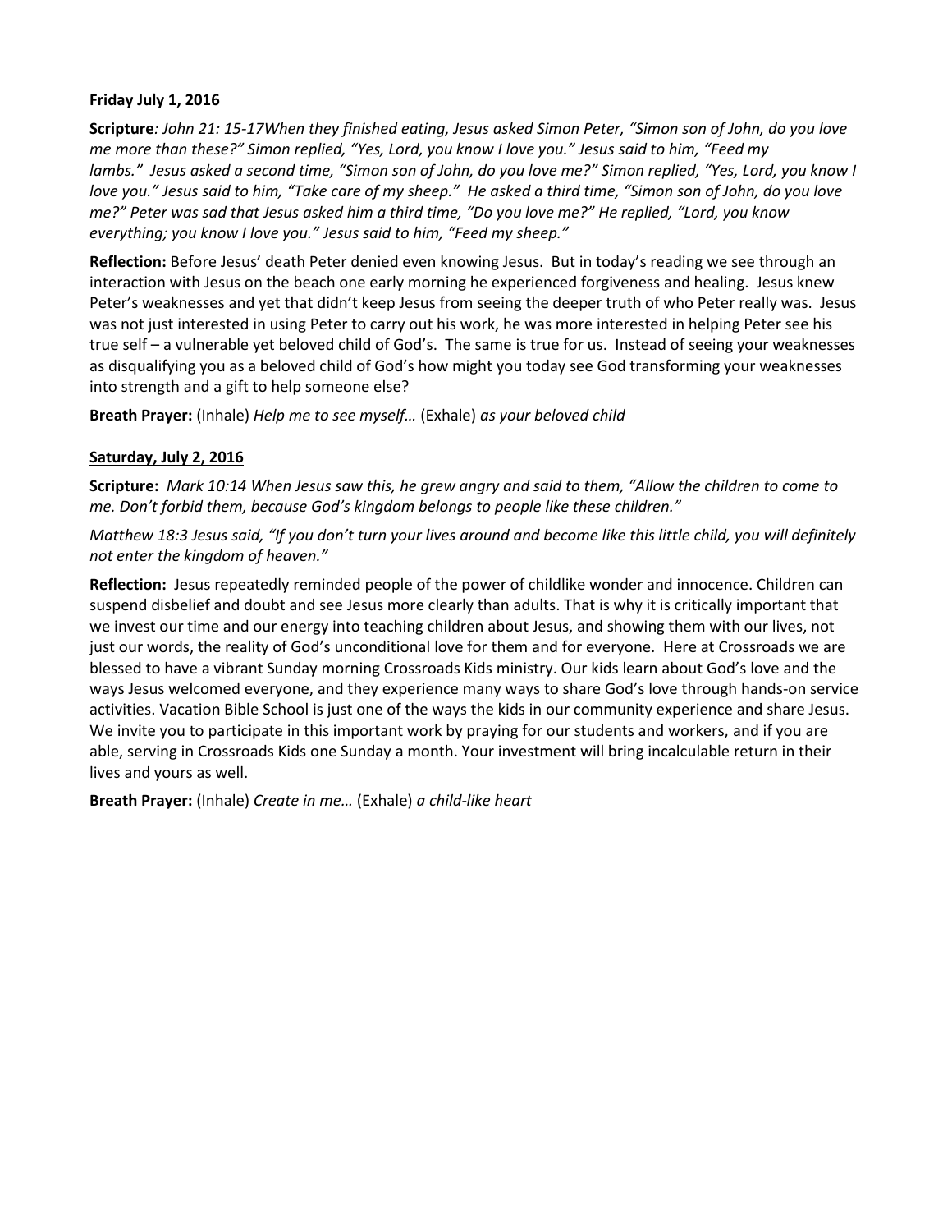**Friday July 1, 2016**

**Scripture***: John 21: 15-17When they finished eating, Jesus asked Simon Peter, "Simon son of John, do you love me more than these?" Simon replied, "Yes, Lord, you know I love you." Jesus said to him, "Feed my lambs." Jesus asked a second time, "Simon son of John, do you love me?" Simon replied, "Yes, Lord, you know I love you." Jesus said to him, "Take care of my sheep." He asked a third time, "Simon son of John, do you love me?" Peter was sad that Jesus asked him a third time, "Do you love me?" He replied, "Lord, you know everything; you know I love you." Jesus said to him, "Feed my sheep."*

**Reflection:** Before Jesus' death Peter denied even knowing Jesus. But in today's reading we see through an interaction with Jesus on the beach one early morning he experienced forgiveness and healing. Jesus knew Peter's weaknesses and yet that didn't keep Jesus from seeing the deeper truth of who Peter really was. Jesus was not just interested in using Peter to carry out his work, he was more interested in helping Peter see his true self – a vulnerable yet beloved child of God's. The same is true for us. Instead of seeing your weaknesses as disqualifying you as a beloved child of God's how might you today see God transforming your weaknesses into strength and a gift to help someone else?

**Breath Prayer:** (Inhale) *Help me to see myself…* (Exhale) *as your beloved child*

**Saturday, July 2, 2016**

**Scripture:** *Mark 10:14 When Jesus saw this, he grew angry and said to them, "Allow the children to come to me. Don't forbid them, because God's kingdom belongs to people like these children."*

*Matthew 18:3 Jesus said, "If you don't turn your lives around and become like this little child, you will definitely not enter the kingdom of heaven."*

**Reflection:** Jesus repeatedly reminded people of the power of childlike wonder and innocence. Children can suspend disbelief and doubt and see Jesus more clearly than adults. That is why it is critically important that we invest our time and our energy into teaching children about Jesus, and showing them with our lives, not just our words, the reality of God's unconditional love for them and for everyone. Here at Crossroads we are blessed to have a vibrant Sunday morning Crossroads Kids ministry. Our kids learn about God's love and the ways Jesus welcomed everyone, and they experience many ways to share God's love through hands-on service activities. Vacation Bible School is just one of the ways the kids in our community experience and share Jesus. We invite you to participate in this important work by praying for our students and workers, and if you are able, serving in Crossroads Kids one Sunday a month. Your investment will bring incalculable return in their lives and yours as well.

**Breath Prayer:** (Inhale) *Create in me…* (Exhale) *a child-like heart*